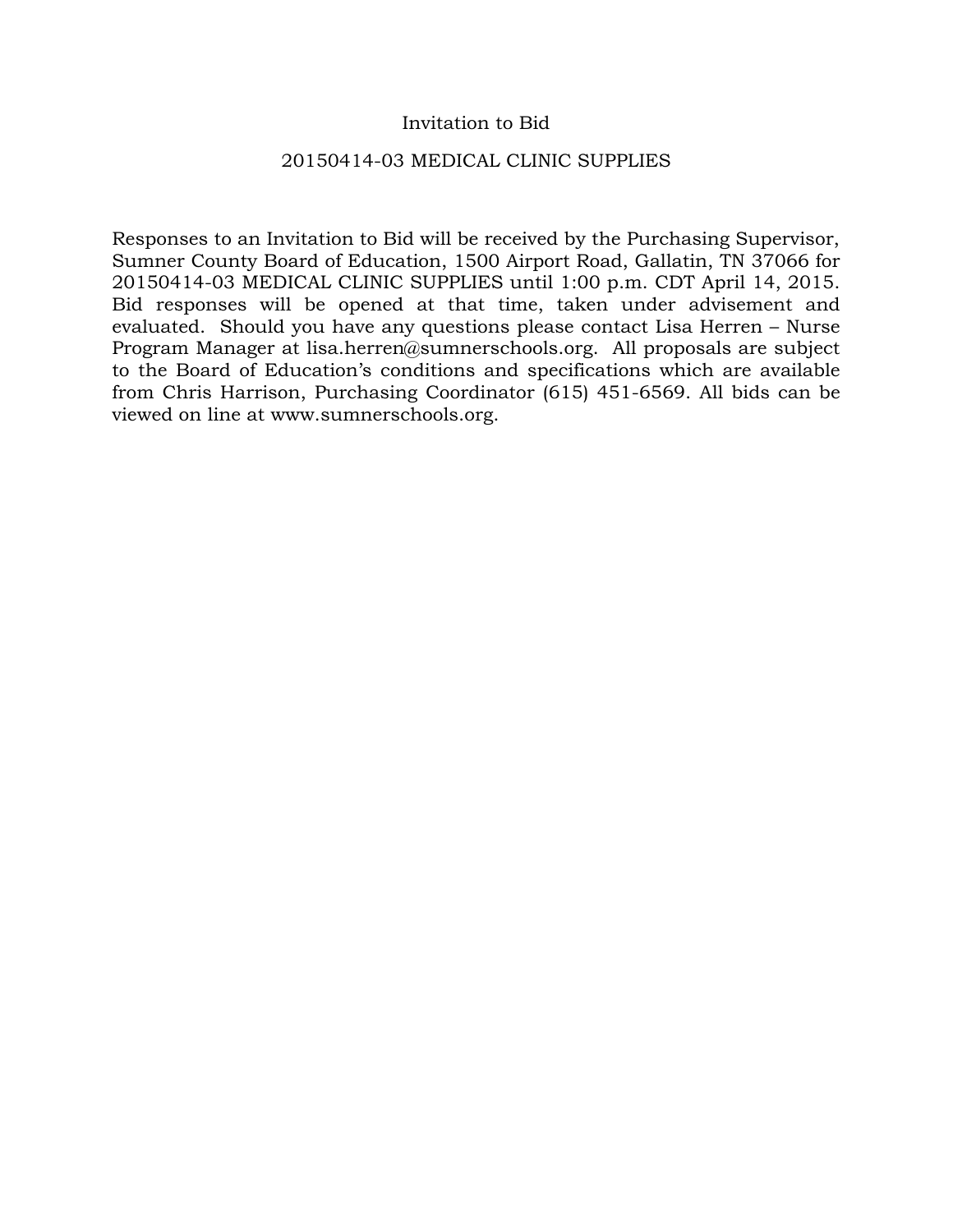# Invitation to Bid

## 20150414-03 MEDICAL CLINIC SUPPLIES

Responses to an Invitation to Bid will be received by the Purchasing Supervisor, Sumner County Board of Education, 1500 Airport Road, Gallatin, TN 37066 for 20150414-03 MEDICAL CLINIC SUPPLIES until 1:00 p.m. CDT April 14, 2015. Bid responses will be opened at that time, taken under advisement and evaluated. Should you have any questions please contact Lisa Herren – Nurse Program Manager at lisa.herren@sumnerschools.org. All proposals are subject to the Board of Education's conditions and specifications which are available from Chris Harrison, Purchasing Coordinator (615) 451-6569. All bids can be viewed on line at www.sumnerschools.org.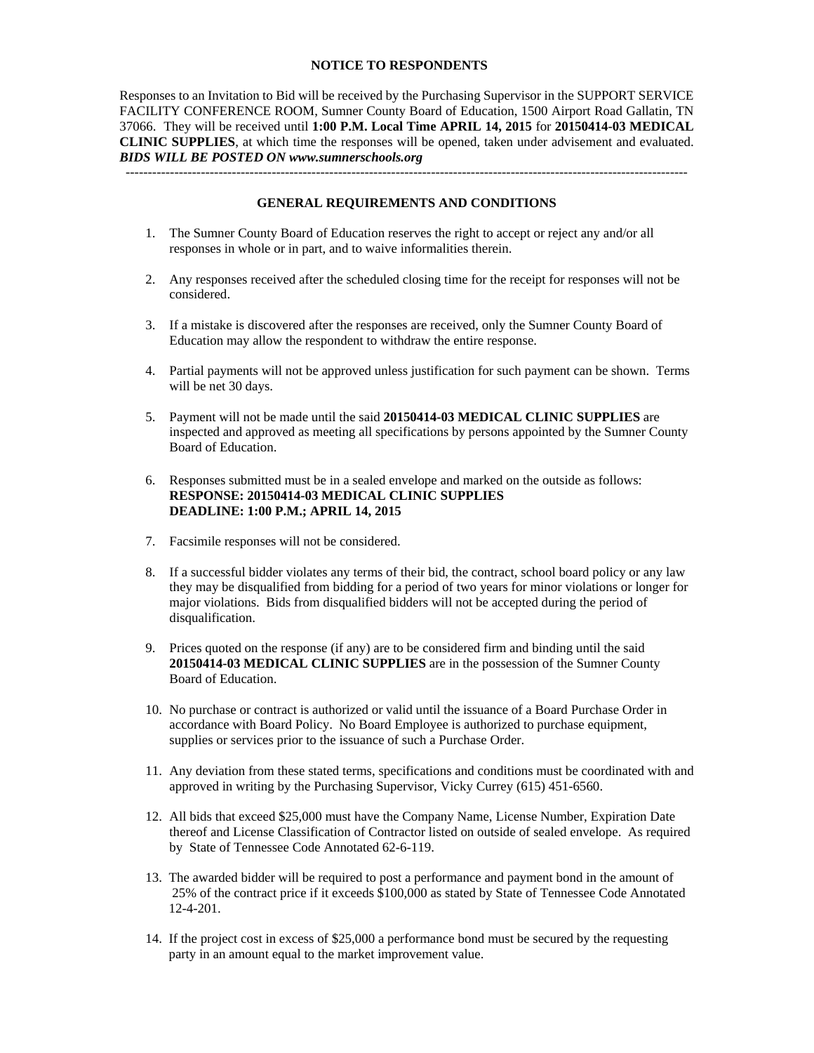**NOTICE TO RESPONDENTS**

Responses to an Invitation to Bid will be received by the Purchasing Supervisor in the SUPPORT SERVICE FACILITY CONFERENCE ROOM, Sumner County Board of Education, 1500 Airport Road Gallatin, TN 37066. They will be received until **1:00 P.M. Local Time APRIL 14, 2015** for **20150414-03 MEDICAL CLINIC SUPPLIES**, at which time the responses will be opened, taken under advisement and evaluated. ***BIDS WILL BE POSTED ON www.sumnerschools.org***

---

**GENERAL REQUIREMENTS AND CONDITIONS**

1. The Sumner County Board of Education reserves the right to accept or reject any and/or all responses in whole or in part, and to waive informalities therein.

2. Any responses received after the scheduled closing time for the receipt for responses will not be considered.

3. If a mistake is discovered after the responses are received, only the Sumner County Board of Education may allow the respondent to withdraw the entire response.

4. Partial payments will not be approved unless justification for such payment can be shown. Terms will be net 30 days.

5. Payment will not be made until the said **20150414-03 MEDICAL CLINIC SUPPLIES** are inspected and approved as meeting all specifications by persons appointed by the Sumner County Board of Education.

6. Responses submitted must be in a sealed envelope and marked on the outside as follows:
   **RESPONSE: 20150414-03 MEDICAL CLINIC SUPPLIES**
   **DEADLINE: 1:00 P.M.; APRIL 14, 2015**

7. Facsimile responses will not be considered.

8. If a successful bidder violates any terms of their bid, the contract, school board policy or any law they may be disqualified from bidding for a period of two years for minor violations or longer for major violations. Bids from disqualified bidders will not be accepted during the period of disqualification.

9. Prices quoted on the response (if any) are to be considered firm and binding until the said **20150414-03 MEDICAL CLINIC SUPPLIES** are in the possession of the Sumner County Board of Education.

10. No purchase or contract is authorized or valid until the issuance of a Board Purchase Order in accordance with Board Policy. No Board Employee is authorized to purchase equipment, supplies or services prior to the issuance of such a Purchase Order.

11. Any deviation from these stated terms, specifications and conditions must be coordinated with and approved in writing by the Purchasing Supervisor, Vicky Currey (615) 451-6560.

12. All bids that exceed $25,000 must have the Company Name, License Number, Expiration Date thereof and License Classification of Contractor listed on outside of sealed envelope. As required by State of Tennessee Code Annotated 62-6-119.

13. The awarded bidder will be required to post a performance and payment bond in the amount of 25% of the contract price if it exceeds $100,000 as stated by State of Tennessee Code Annotated 12-4-201.

14. If the project cost in excess of $25,000 a performance bond must be secured by the requesting party in an amount equal to the market improvement value.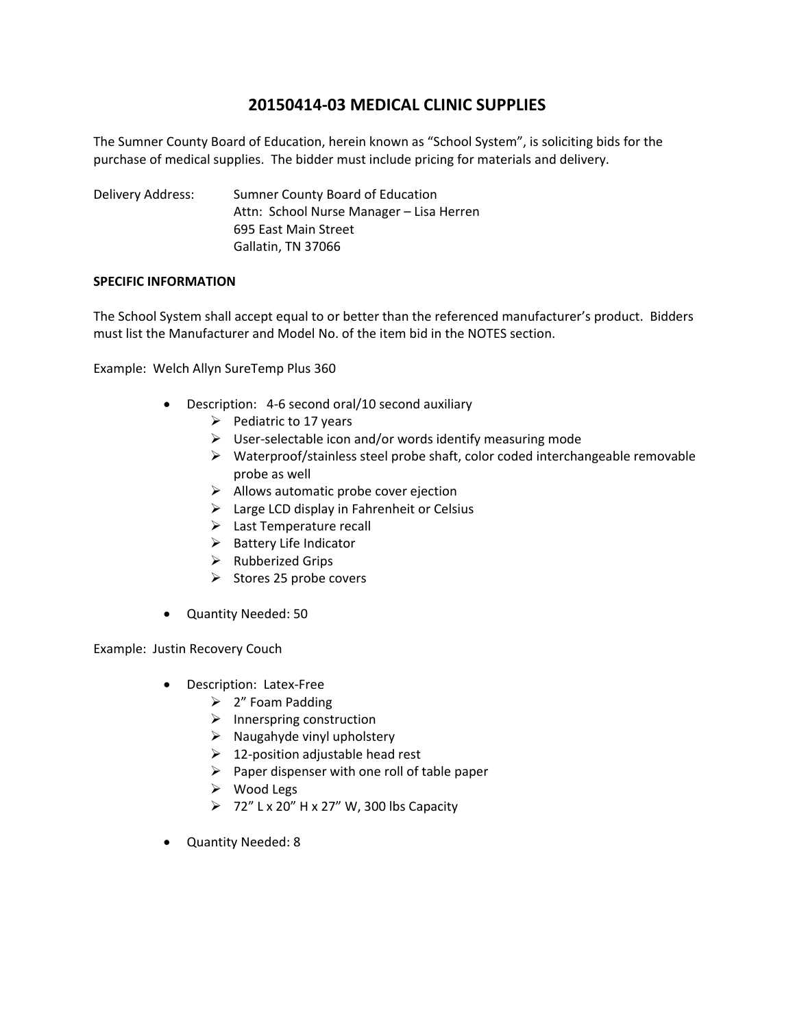# 20150414-03 MEDICAL CLINIC SUPPLIES

The Sumner County Board of Education, herein known as "School System", is soliciting bids for the purchase of medical supplies. The bidder must include pricing for materials and delivery.

Delivery Address: Sumner County Board of Education
Attn: School Nurse Manager – Lisa Herren
695 East Main Street
Gallatin, TN 37066

**SPECIFIC INFORMATION**

The School System shall accept equal to or better than the referenced manufacturer's product. Bidders must list the Manufacturer and Model No. of the item bid in the NOTES section.

Example: Welch Allyn SureTemp Plus 360

- Description: 4-6 second oral/10 second auxiliary
  - Pediatric to 17 years
  - User-selectable icon and/or words identify measuring mode
  - Waterproof/stainless steel probe shaft, color coded interchangeable removable probe as well
  - Allows automatic probe cover ejection
  - Large LCD display in Fahrenheit or Celsius
  - Last Temperature recall
  - Battery Life Indicator
  - Rubberized Grips
  - Stores 25 probe covers
- Quantity Needed: 50

Example: Justin Recovery Couch

- Description: Latex-Free
  - 2" Foam Padding
  - Innerspring construction
  - Naugahyde vinyl upholstery
  - 12-position adjustable head rest
  - Paper dispenser with one roll of table paper
  - Wood Legs
  - 72" L x 20" H x 27" W, 300 lbs Capacity
- Quantity Needed: 8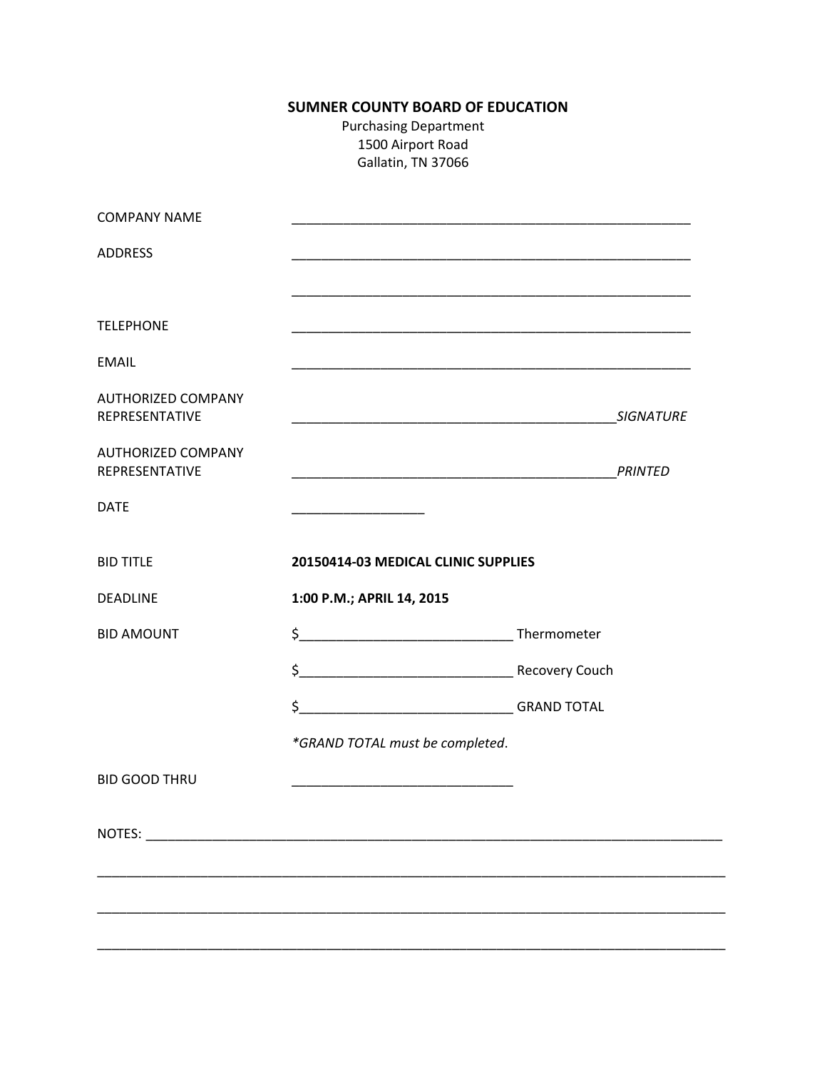**SUMNER COUNTY BOARD OF EDUCATION**

Purchasing Department
1500 Airport Road
Gallatin, TN 37066

COMPANY NAME ________________________________________________

ADDRESS ________________________________________________

________________________________________________

TELEPHONE ________________________________________________

EMAIL ________________________________________________

AUTHORIZED COMPANY REPRESENTATIVE ____________________________________________*SIGNATURE*

AUTHORIZED COMPANY REPRESENTATIVE ____________________________________________*PRINTED*

DATE __________________

BID TITLE **20150414-03 MEDICAL CLINIC SUPPLIES**

DEADLINE **1:00 P.M.; APRIL 14, 2015**

BID AMOUNT $____________________________ Thermometer

$____________________________ Recovery Couch

$____________________________ GRAND TOTAL

*\*GRAND TOTAL must be completed*.

BID GOOD THRU ______________________________

NOTES: ____________________________________________________________________________

____________________________________________________________________________________

____________________________________________________________________________________

____________________________________________________________________________________